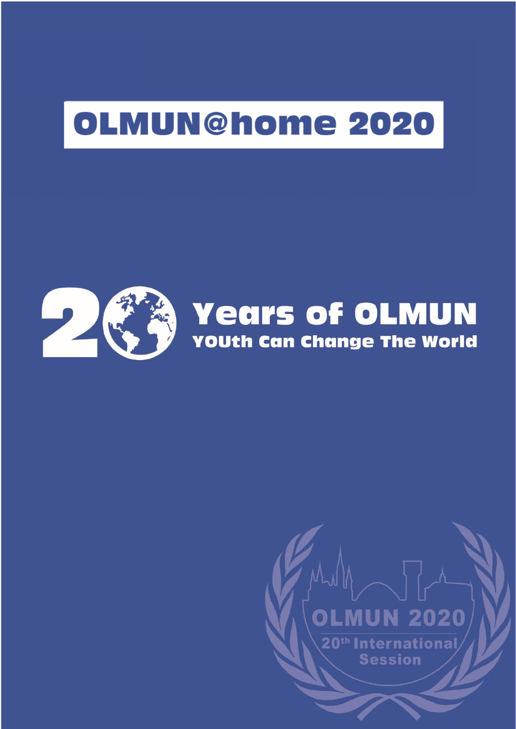# OLMUN@home 2020

## 20 Years of OLMUN

**YOUth Can Change The World**

OLMUN 2020

20th International Session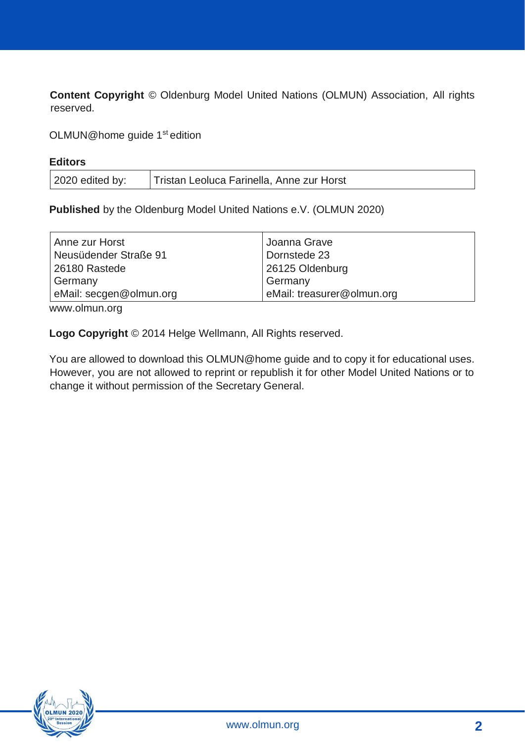**Content Copyright** © Oldenburg Model United Nations (OLMUN) Association, All rights reserved.

OLMUN@home guide 1st edition

**Editors**

| | |
|---|---|
| 2020 edited by: | Tristan Leoluca Farinella, Anne zur Horst |

**Published** by the Oldenburg Model United Nations e.V. (OLMUN 2020)

| | |
|---|---|
| Anne zur Horst<br>Neusüdender Straße 91<br>26180 Rastede<br>Germany<br>eMail: secgen@olmun.org | Joanna Grave<br>Dornstede 23<br>26125 Oldenburg<br>Germany<br>eMail: treasurer@olmun.org |

www.olmun.org

**Logo Copyright** © 2014 Helge Wellmann, All Rights reserved.

You are allowed to download this OLMUN@home guide and to copy it for educational uses. However, you are not allowed to reprint or republish it for other Model United Nations or to change it without permission of the Secretary General.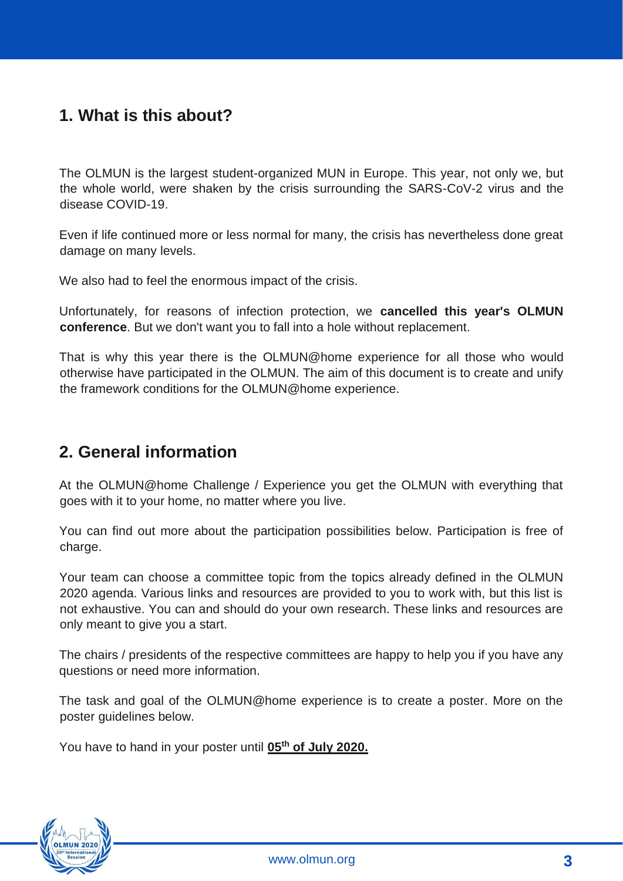## 1. What is this about?

The OLMUN is the largest student-organized MUN in Europe. This year, not only we, but the whole world, were shaken by the crisis surrounding the SARS-CoV-2 virus and the disease COVID-19.

Even if life continued more or less normal for many, the crisis has nevertheless done great damage on many levels.

We also had to feel the enormous impact of the crisis.

Unfortunately, for reasons of infection protection, we **cancelled this year's OLMUN conference**. But we don't want you to fall into a hole without replacement.

That is why this year there is the OLMUN@home experience for all those who would otherwise have participated in the OLMUN. The aim of this document is to create and unify the framework conditions for the OLMUN@home experience.

## 2. General information

At the OLMUN@home Challenge / Experience you get the OLMUN with everything that goes with it to your home, no matter where you live.

You can find out more about the participation possibilities below. Participation is free of charge.

Your team can choose a committee topic from the topics already defined in the OLMUN 2020 agenda. Various links and resources are provided to you to work with, but this list is not exhaustive. You can and should do your own research. These links and resources are only meant to give you a start.

The chairs / presidents of the respective committees are happy to help you if you have any questions or need more information.

The task and goal of the OLMUN@home experience is to create a poster. More on the poster guidelines below.

You have to hand in your poster until **05th of July 2020.**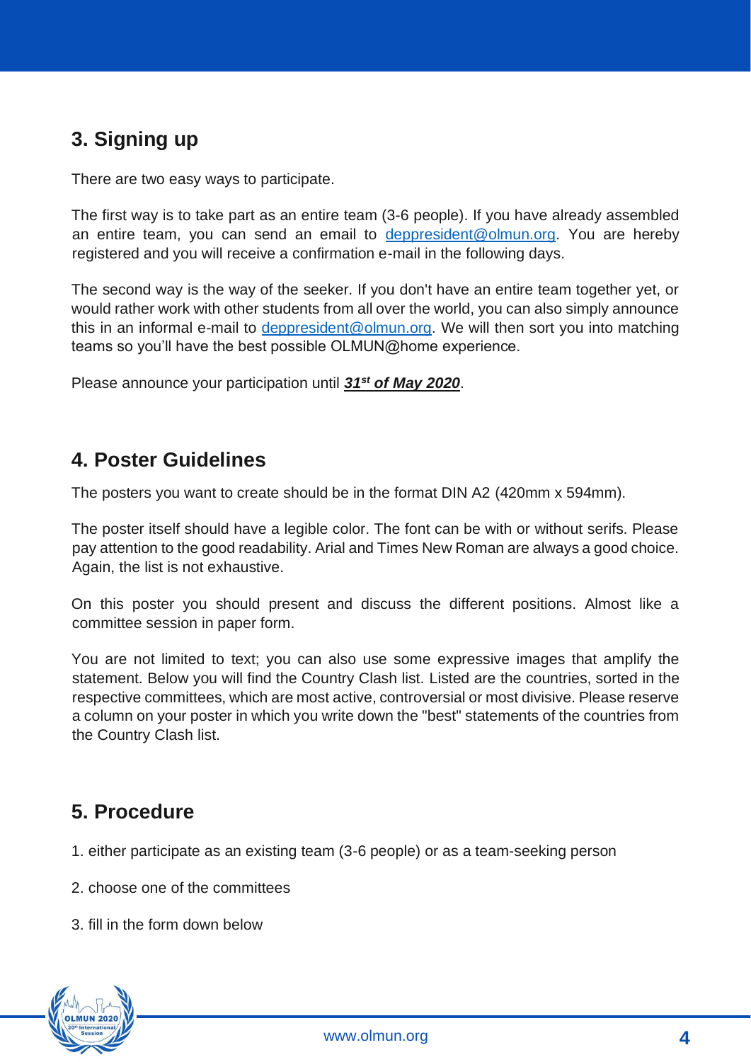## 3. Signing up

There are two easy ways to participate.

The first way is to take part as an entire team (3-6 people). If you have already assembled an entire team, you can send an email to deppresident@olmun.org. You are hereby registered and you will receive a confirmation e-mail in the following days.

The second way is the way of the seeker. If you don't have an entire team together yet, or would rather work with other students from all over the world, you can also simply announce this in an informal e-mail to deppresident@olmun.org. We will then sort you into matching teams so you'll have the best possible OLMUN@home experience.

Please announce your participation until ***31st of May 2020***.

## 4. Poster Guidelines

The posters you want to create should be in the format DIN A2 (420mm x 594mm).

The poster itself should have a legible color. The font can be with or without serifs. Please pay attention to the good readability. Arial and Times New Roman are always a good choice. Again, the list is not exhaustive.

On this poster you should present and discuss the different positions. Almost like a committee session in paper form.

You are not limited to text; you can also use some expressive images that amplify the statement. Below you will find the Country Clash list. Listed are the countries, sorted in the respective committees, which are most active, controversial or most divisive. Please reserve a column on your poster in which you write down the "best" statements of the countries from the Country Clash list.

## 5. Procedure

1. either participate as an existing team (3-6 people) or as a team-seeking person
2. choose one of the committees
3. fill in the form down below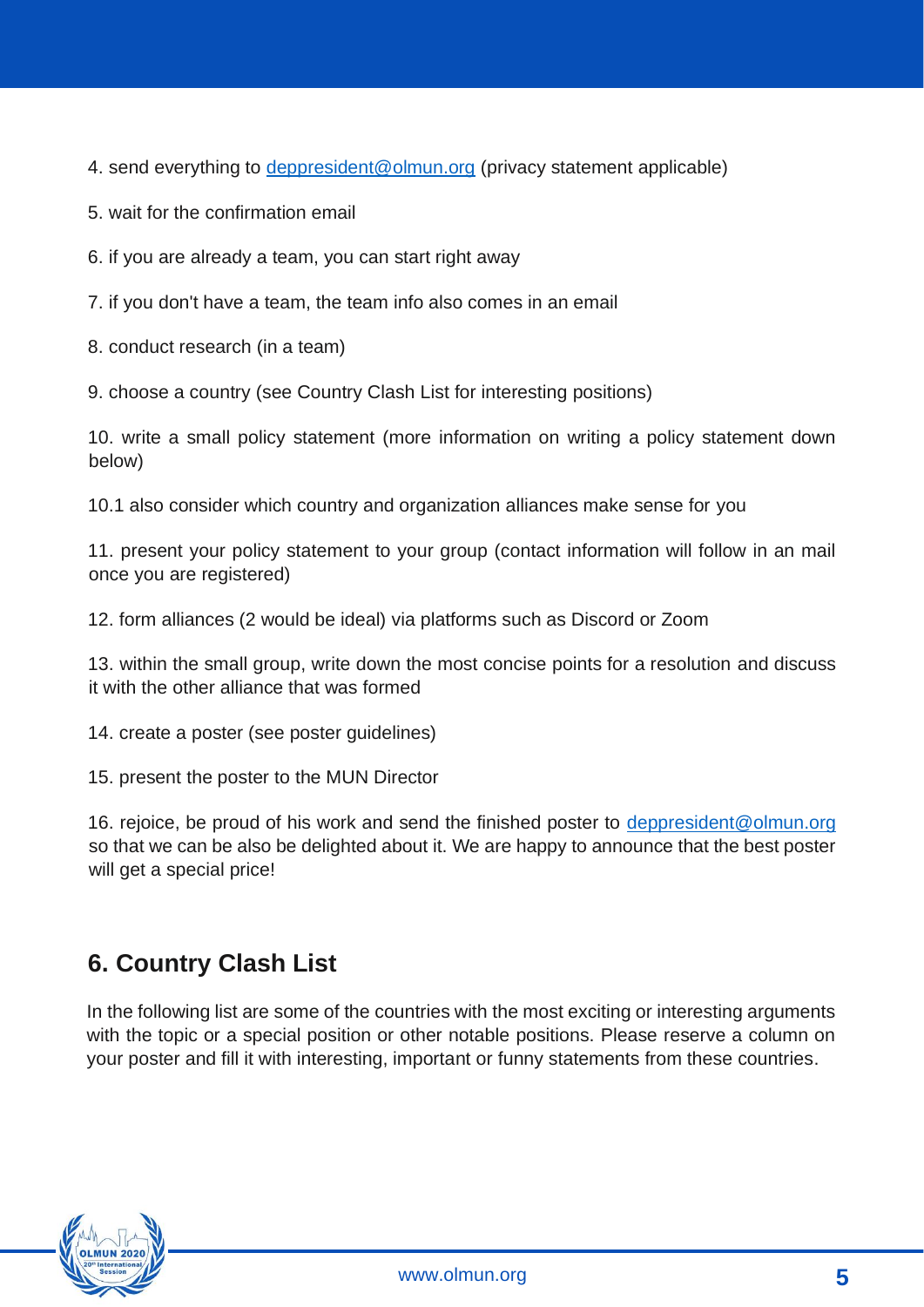4. send everything to deppresident@olmun.org (privacy statement applicable)

5. wait for the confirmation email

6. if you are already a team, you can start right away

7. if you don't have a team, the team info also comes in an email

8. conduct research (in a team)

9. choose a country (see Country Clash List for interesting positions)

10. write a small policy statement (more information on writing a policy statement down below)

10.1 also consider which country and organization alliances make sense for you

11. present your policy statement to your group (contact information will follow in an mail once you are registered)

12. form alliances (2 would be ideal) via platforms such as Discord or Zoom

13. within the small group, write down the most concise points for a resolution and discuss it with the other alliance that was formed

14. create a poster (see poster guidelines)

15. present the poster to the MUN Director

16. rejoice, be proud of his work and send the finished poster to deppresident@olmun.org so that we can be also be delighted about it. We are happy to announce that the best poster will get a special price!

## 6. Country Clash List

In the following list are some of the countries with the most exciting or interesting arguments with the topic or a special position or other notable positions. Please reserve a column on your poster and fill it with interesting, important or funny statements from these countries.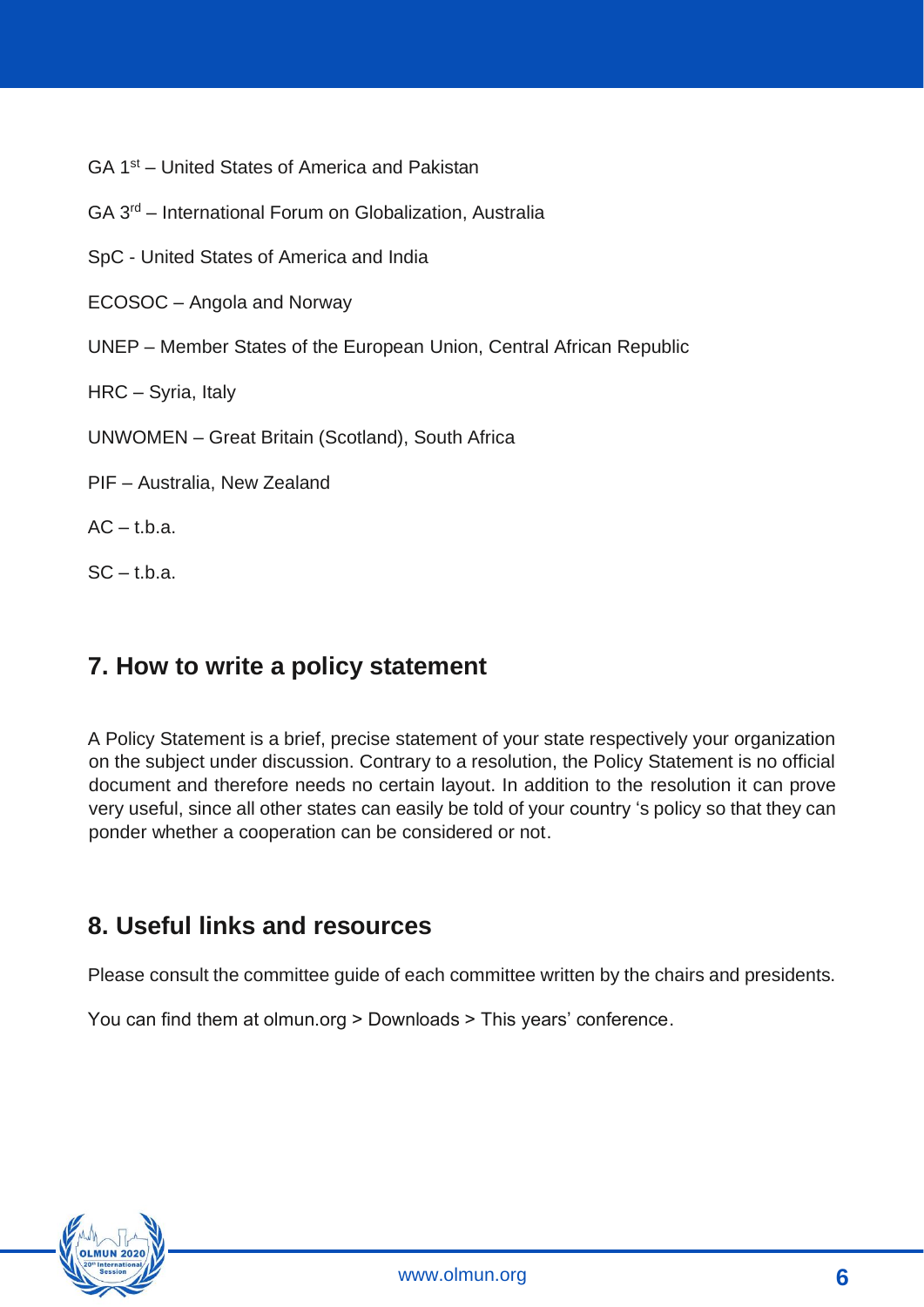GA 1st – United States of America and Pakistan

GA 3rd – International Forum on Globalization, Australia

SpC - United States of America and India

ECOSOC – Angola and Norway

UNEP – Member States of the European Union, Central African Republic

HRC – Syria, Italy

UNWOMEN – Great Britain (Scotland), South Africa

PIF – Australia, New Zealand

AC – t.b.a.

SC – t.b.a.

## 7. How to write a policy statement

A Policy Statement is a brief, precise statement of your state respectively your organization on the subject under discussion. Contrary to a resolution, the Policy Statement is no official document and therefore needs no certain layout. In addition to the resolution it can prove very useful, since all other states can easily be told of your country 's policy so that they can ponder whether a cooperation can be considered or not.

## 8. Useful links and resources

Please consult the committee guide of each committee written by the chairs and presidents.

You can find them at olmun.org > Downloads > This years' conference.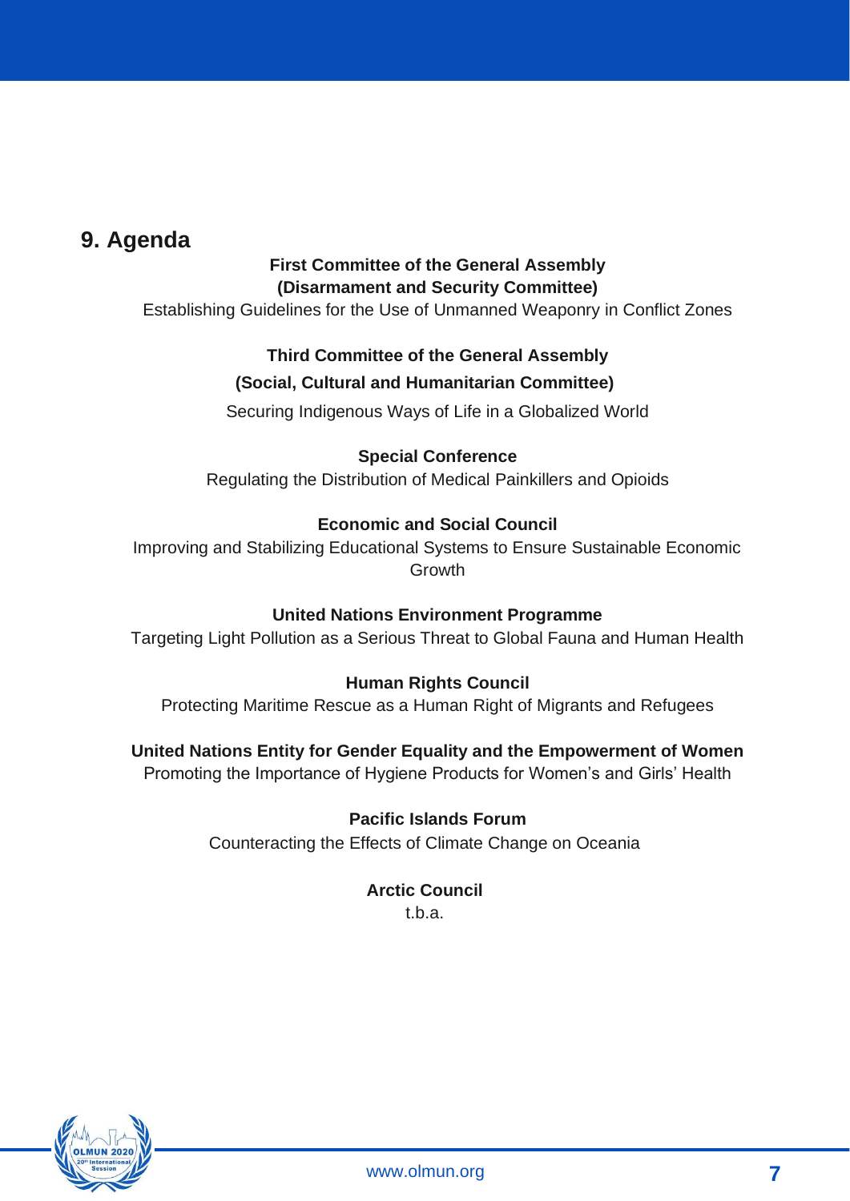## 9. Agenda

**First Committee of the General Assembly**
**(Disarmament and Security Committee)**
Establishing Guidelines for the Use of Unmanned Weaponry in Conflict Zones

**Third Committee of the General Assembly**
**(Social, Cultural and Humanitarian Committee)**
Securing Indigenous Ways of Life in a Globalized World

**Special Conference**
Regulating the Distribution of Medical Painkillers and Opioids

**Economic and Social Council**
Improving and Stabilizing Educational Systems to Ensure Sustainable Economic Growth

**United Nations Environment Programme**
Targeting Light Pollution as a Serious Threat to Global Fauna and Human Health

**Human Rights Council**
Protecting Maritime Rescue as a Human Right of Migrants and Refugees

**United Nations Entity for Gender Equality and the Empowerment of Women**
Promoting the Importance of Hygiene Products for Women's and Girls' Health

**Pacific Islands Forum**
Counteracting the Effects of Climate Change on Oceania

**Arctic Council**
t.b.a.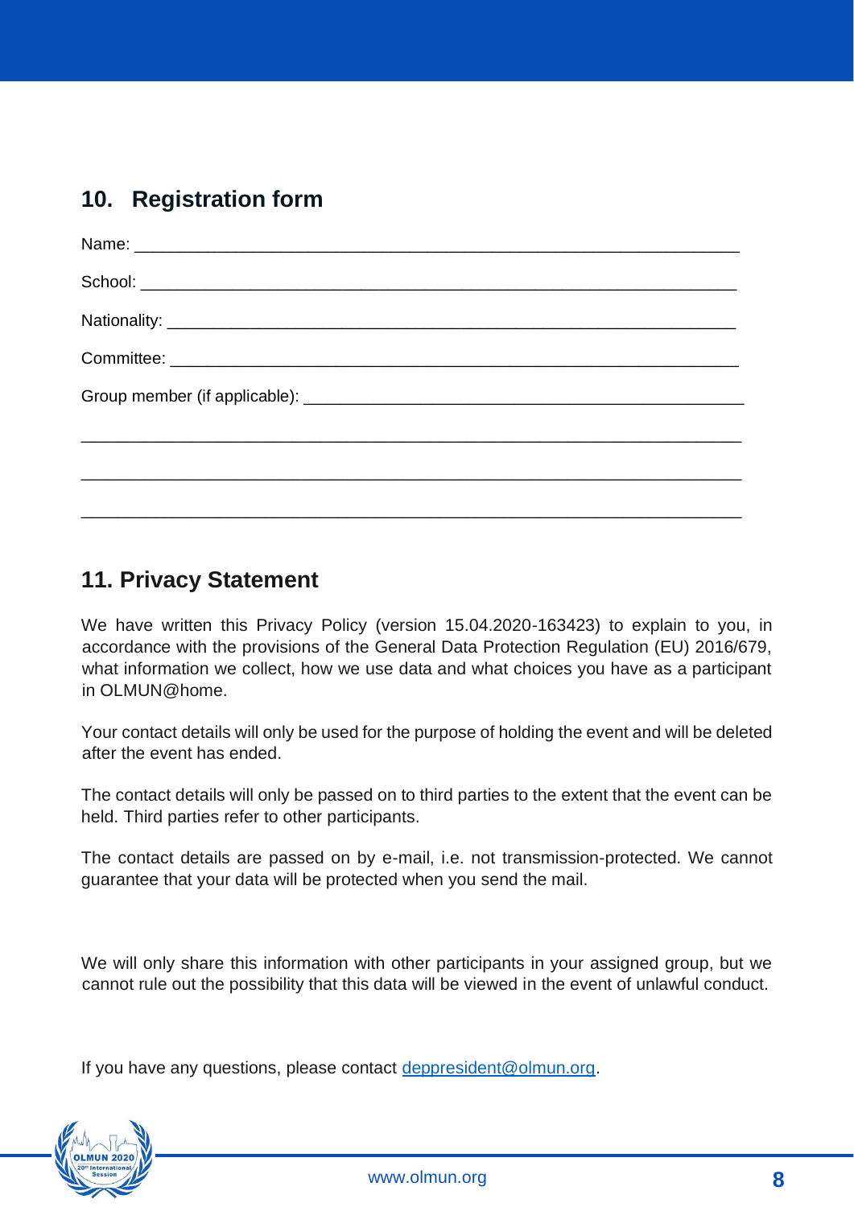## 10. Registration form

Name: ____________________________________________________________

School: ___________________________________________________________

Nationality: ________________________________________________________

Committee: _________________________________________________________

Group member (if applicable): ____________________________________________

__________________________________________________________________

__________________________________________________________________

__________________________________________________________________

## 11. Privacy Statement

We have written this Privacy Policy (version 15.04.2020-163423) to explain to you, in accordance with the provisions of the General Data Protection Regulation (EU) 2016/679, what information we collect, how we use data and what choices you have as a participant in OLMUN@home.

Your contact details will only be used for the purpose of holding the event and will be deleted after the event has ended.

The contact details will only be passed on to third parties to the extent that the event can be held. Third parties refer to other participants.

The contact details are passed on by e-mail, i.e. not transmission-protected. We cannot guarantee that your data will be protected when you send the mail.

We will only share this information with other participants in your assigned group, but we cannot rule out the possibility that this data will be viewed in the event of unlawful conduct.

If you have any questions, please contact deppresident@olmun.org.